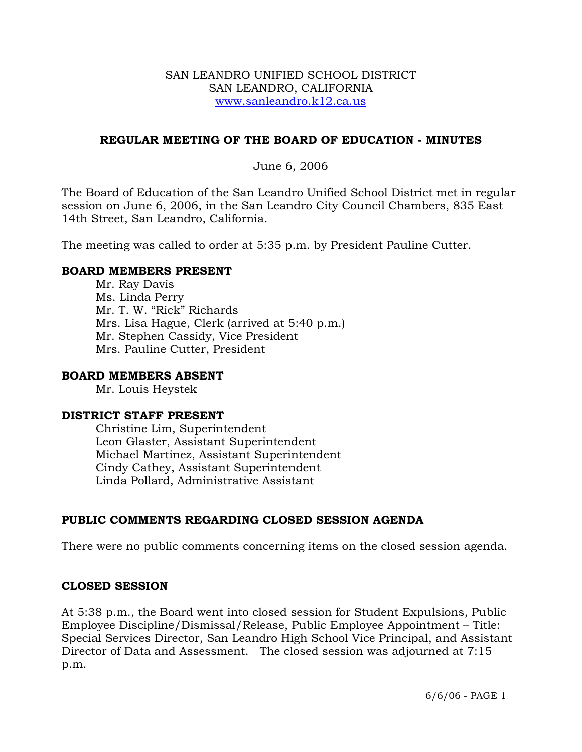SAN LEANDRO UNIFIED SCHOOL DISTRICT
SAN LEANDRO, CALIFORNIA
www.sanleandro.k12.ca.us

# REGULAR MEETING OF THE BOARD OF EDUCATION - MINUTES

June 6, 2006

The Board of Education of the San Leandro Unified School District met in regular session on June 6, 2006, in the San Leandro City Council Chambers, 835 East 14th Street, San Leandro, California.

The meeting was called to order at 5:35 p.m. by President Pauline Cutter.

## BOARD MEMBERS PRESENT

Mr. Ray Davis
Ms. Linda Perry
Mr. T. W. "Rick" Richards
Mrs. Lisa Hague, Clerk (arrived at 5:40 p.m.)
Mr. Stephen Cassidy, Vice President
Mrs. Pauline Cutter, President

## BOARD MEMBERS ABSENT

Mr. Louis Heystek

## DISTRICT STAFF PRESENT

Christine Lim, Superintendent
Leon Glaster, Assistant Superintendent
Michael Martinez, Assistant Superintendent
Cindy Cathey, Assistant Superintendent
Linda Pollard, Administrative Assistant

## PUBLIC COMMENTS REGARDING CLOSED SESSION AGENDA

There were no public comments concerning items on the closed session agenda.

## CLOSED SESSION

At 5:38 p.m., the Board went into closed session for Student Expulsions, Public Employee Discipline/Dismissal/Release, Public Employee Appointment – Title: Special Services Director, San Leandro High School Vice Principal, and Assistant Director of Data and Assessment. The closed session was adjourned at 7:15 p.m.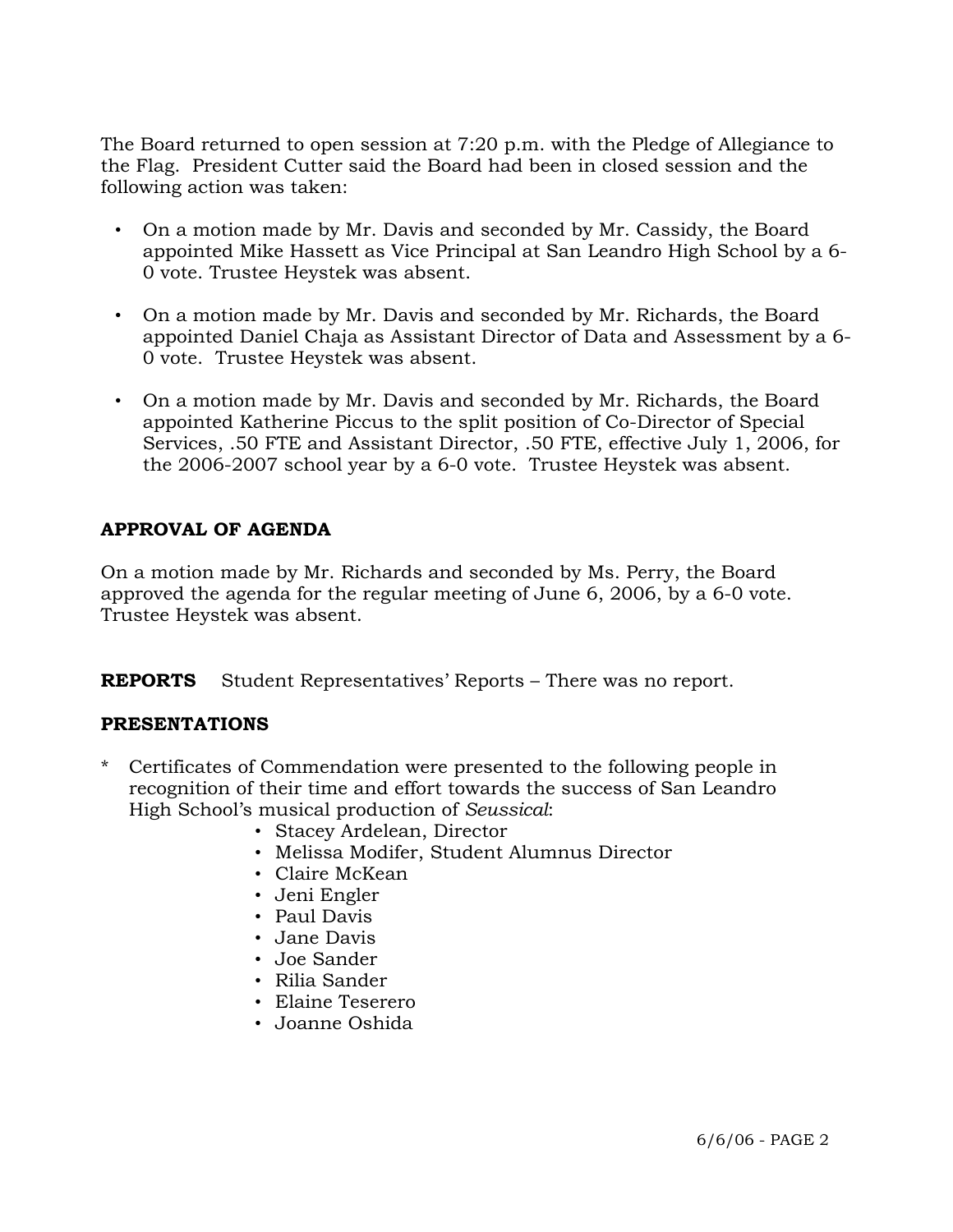The Board returned to open session at 7:20 p.m. with the Pledge of Allegiance to the Flag. President Cutter said the Board had been in closed session and the following action was taken:

- On a motion made by Mr. Davis and seconded by Mr. Cassidy, the Board appointed Mike Hassett as Vice Principal at San Leandro High School by a 6-0 vote. Trustee Heystek was absent.
- On a motion made by Mr. Davis and seconded by Mr. Richards, the Board appointed Daniel Chaja as Assistant Director of Data and Assessment by a 6-0 vote. Trustee Heystek was absent.
- On a motion made by Mr. Davis and seconded by Mr. Richards, the Board appointed Katherine Piccus to the split position of Co-Director of Special Services, .50 FTE and Assistant Director, .50 FTE, effective July 1, 2006, for the 2006-2007 school year by a 6-0 vote. Trustee Heystek was absent.

**APPROVAL OF AGENDA**

On a motion made by Mr. Richards and seconded by Ms. Perry, the Board approved the agenda for the regular meeting of June 6, 2006, by a 6-0 vote. Trustee Heystek was absent.

**REPORTS** Student Representatives' Reports – There was no report.

**PRESENTATIONS**

\* Certificates of Commendation were presented to the following people in recognition of their time and effort towards the success of San Leandro High School's musical production of *Seussical*:

- Stacey Ardelean, Director
- Melissa Modifer, Student Alumnus Director
- Claire McKean
- Jeni Engler
- Paul Davis
- Jane Davis
- Joe Sander
- Rilia Sander
- Elaine Teserero
- Joanne Oshida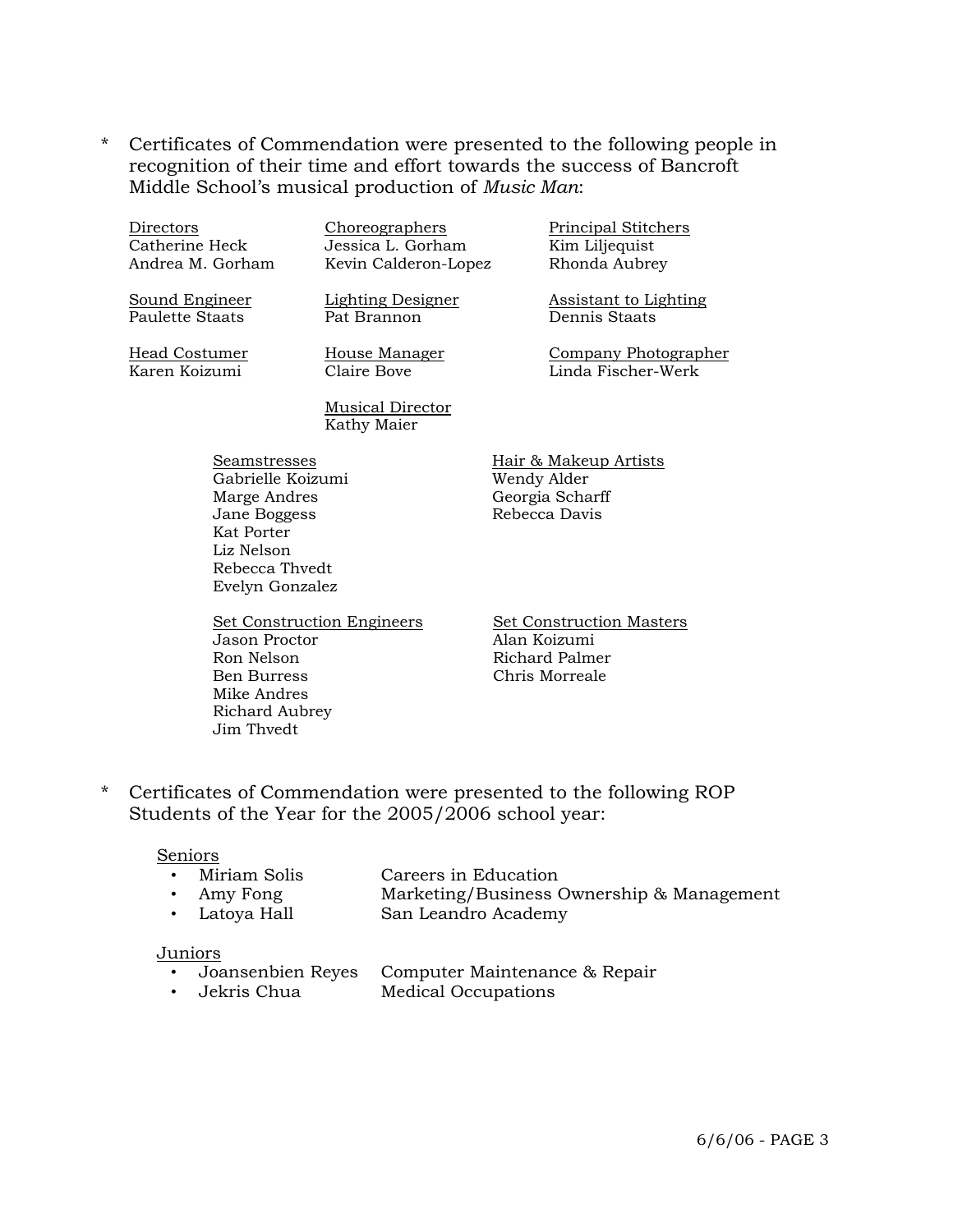* Certificates of Commendation were presented to the following people in recognition of their time and effort towards the success of Bancroft Middle School's musical production of *Music Man*:

<u>Directors</u>
Catherine Heck
Andrea M. Gorham

<u>Choreographers</u>
Jessica L. Gorham
Kevin Calderon-Lopez

<u>Principal Stitchers</u>
Kim Liljequist
Rhonda Aubrey

<u>Sound Engineer</u>
Paulette Staats

<u>Lighting Designer</u>
Pat Brannon

<u>Assistant to Lighting</u>
Dennis Staats

<u>Head Costumer</u>
Karen Koizumi

<u>House Manager</u>
Claire Bove

<u>Company Photographer</u>
Linda Fischer-Werk

<u>Musical Director</u>
Kathy Maier

<u>Seamstresses</u>
Gabrielle Koizumi
Marge Andres
Jane Boggess
Kat Porter
Liz Nelson
Rebecca Thvedt
Evelyn Gonzalez

<u>Hair & Makeup Artists</u>
Wendy Alder
Georgia Scharff
Rebecca Davis

<u>Set Construction Engineers</u>
Jason Proctor
Ron Nelson
Ben Burress
Mike Andres
Richard Aubrey
Jim Thvedt

<u>Set Construction Masters</u>
Alan Koizumi
Richard Palmer
Chris Morreale

* Certificates of Commendation were presented to the following ROP Students of the Year for the 2005/2006 school year:

<u>Seniors</u>

- Miriam Solis — Careers in Education
- Amy Fong — Marketing/Business Ownership & Management
- Latoya Hall — San Leandro Academy

<u>Juniors</u>

- Joansenbien Reyes — Computer Maintenance & Repair
- Jekris Chua — Medical Occupations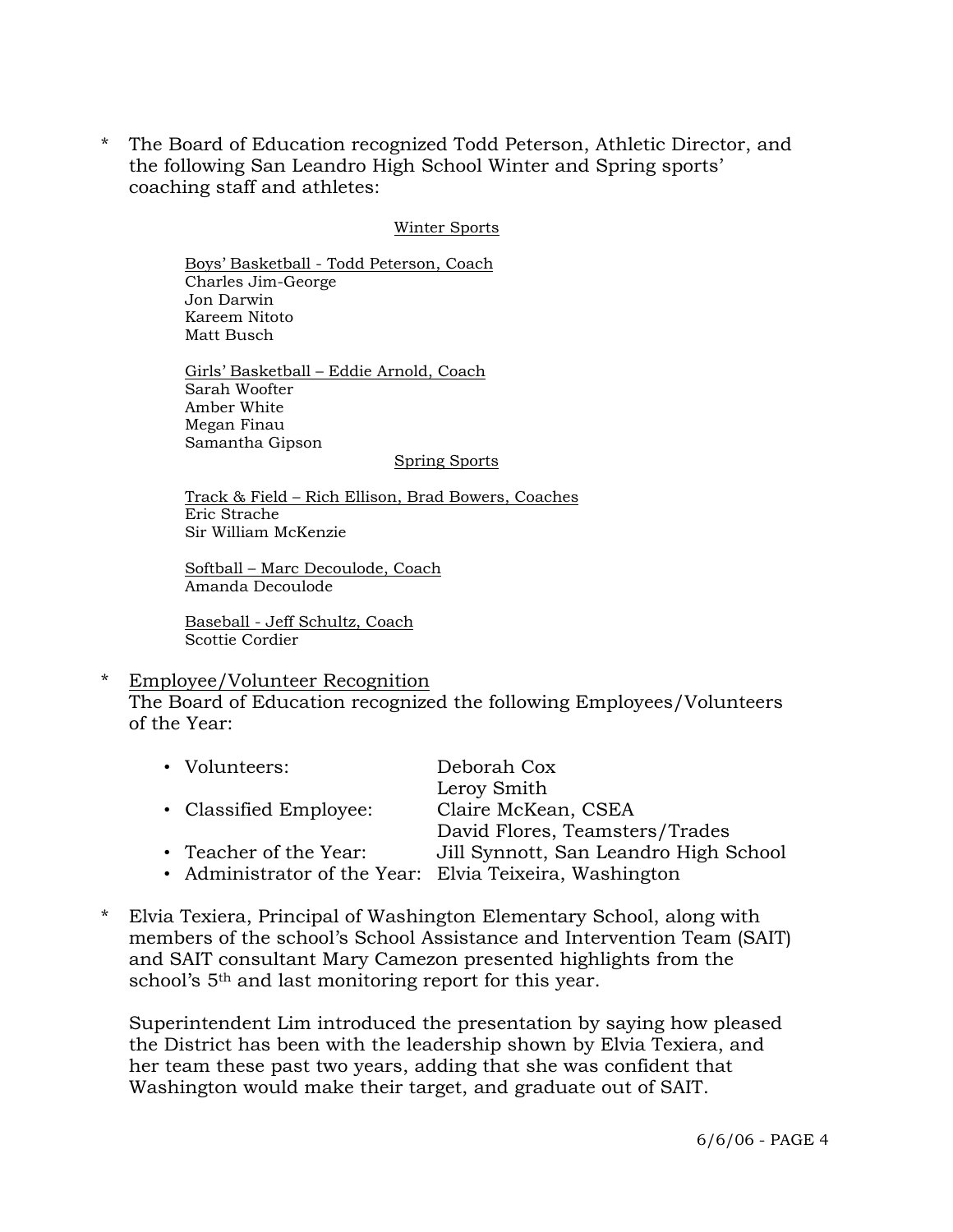* The Board of Education recognized Todd Peterson, Athletic Director, and the following San Leandro High School Winter and Spring sports' coaching staff and athletes:

<u>Winter Sports</u>

<u>Boys' Basketball - Todd Peterson, Coach</u>
Charles Jim-George
Jon Darwin
Kareem Nitoto
Matt Busch

<u>Girls' Basketball – Eddie Arnold, Coach</u>
Sarah Woofter
Amber White
Megan Finau
Samantha Gipson

<u>Spring Sports</u>

<u>Track & Field – Rich Ellison, Brad Bowers, Coaches</u>
Eric Strache
Sir William McKenzie

<u>Softball – Marc Decoulode, Coach</u>
Amanda Decoulode

<u>Baseball - Jeff Schultz, Coach</u>
Scottie Cordier

* <u>Employee/Volunteer Recognition</u>
The Board of Education recognized the following Employees/Volunteers of the Year:

  - Volunteers: Deborah Cox, Leroy Smith
  - Classified Employee: Claire McKean, CSEA; David Flores, Teamsters/Trades
  - Teacher of the Year: Jill Synnott, San Leandro High School
  - Administrator of the Year: Elvia Teixeira, Washington

* Elvia Texiera, Principal of Washington Elementary School, along with members of the school's School Assistance and Intervention Team (SAIT) and SAIT consultant Mary Camezon presented highlights from the school's 5th and last monitoring report for this year.

  Superintendent Lim introduced the presentation by saying how pleased the District has been with the leadership shown by Elvia Texiera, and her team these past two years, adding that she was confident that Washington would make their target, and graduate out of SAIT.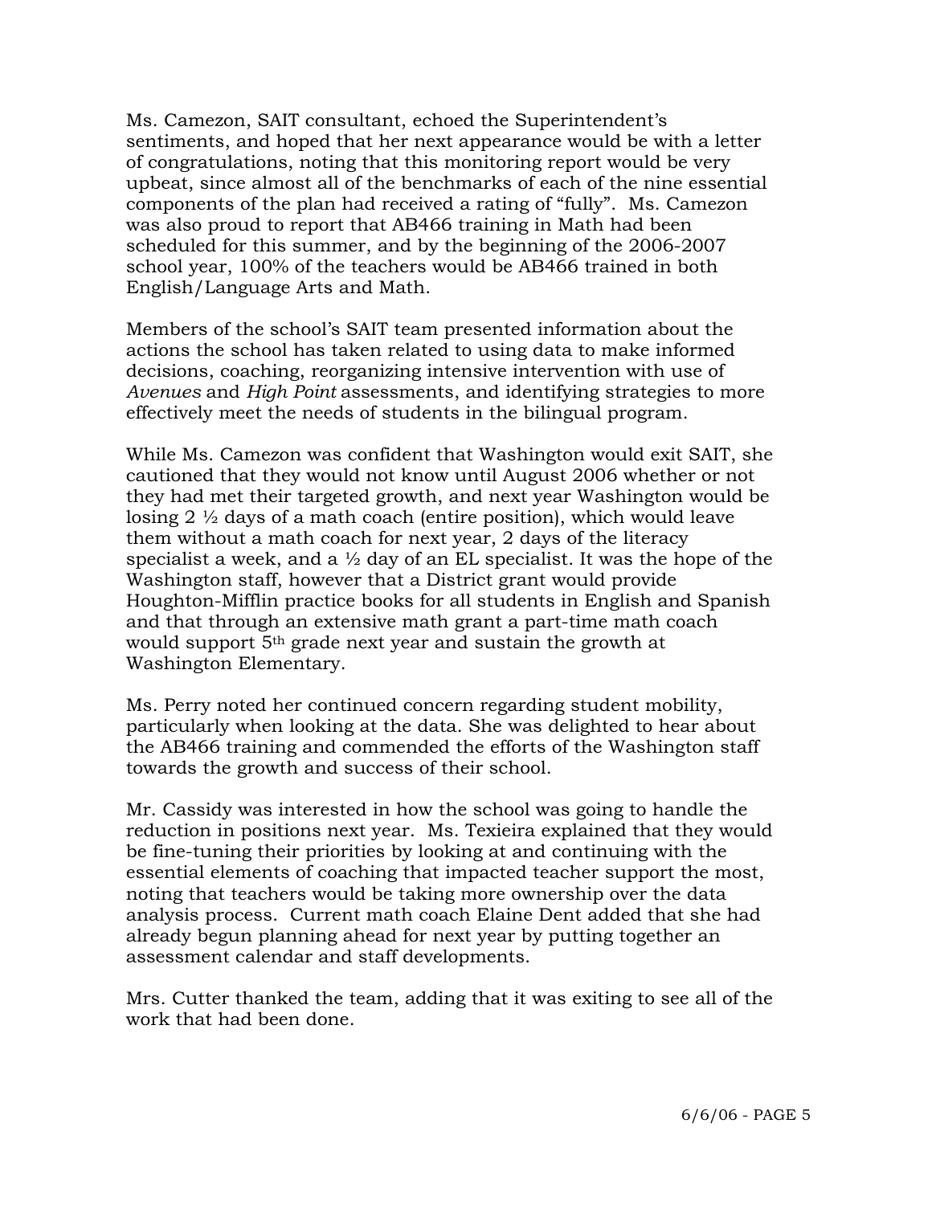Ms. Camezon, SAIT consultant, echoed the Superintendent's sentiments, and hoped that her next appearance would be with a letter of congratulations, noting that this monitoring report would be very upbeat, since almost all of the benchmarks of each of the nine essential components of the plan had received a rating of "fully". Ms. Camezon was also proud to report that AB466 training in Math had been scheduled for this summer, and by the beginning of the 2006-2007 school year, 100% of the teachers would be AB466 trained in both English/Language Arts and Math.

Members of the school's SAIT team presented information about the actions the school has taken related to using data to make informed decisions, coaching, reorganizing intensive intervention with use of *Avenues* and *High Point* assessments, and identifying strategies to more effectively meet the needs of students in the bilingual program.

While Ms. Camezon was confident that Washington would exit SAIT, she cautioned that they would not know until August 2006 whether or not they had met their targeted growth, and next year Washington would be losing 2 ½ days of a math coach (entire position), which would leave them without a math coach for next year, 2 days of the literacy specialist a week, and a ½ day of an EL specialist. It was the hope of the Washington staff, however that a District grant would provide Houghton-Mifflin practice books for all students in English and Spanish and that through an extensive math grant a part-time math coach would support 5th grade next year and sustain the growth at Washington Elementary.

Ms. Perry noted her continued concern regarding student mobility, particularly when looking at the data. She was delighted to hear about the AB466 training and commended the efforts of the Washington staff towards the growth and success of their school.

Mr. Cassidy was interested in how the school was going to handle the reduction in positions next year. Ms. Texieira explained that they would be fine-tuning their priorities by looking at and continuing with the essential elements of coaching that impacted teacher support the most, noting that teachers would be taking more ownership over the data analysis process. Current math coach Elaine Dent added that she had already begun planning ahead for next year by putting together an assessment calendar and staff developments.

Mrs. Cutter thanked the team, adding that it was exiting to see all of the work that had been done.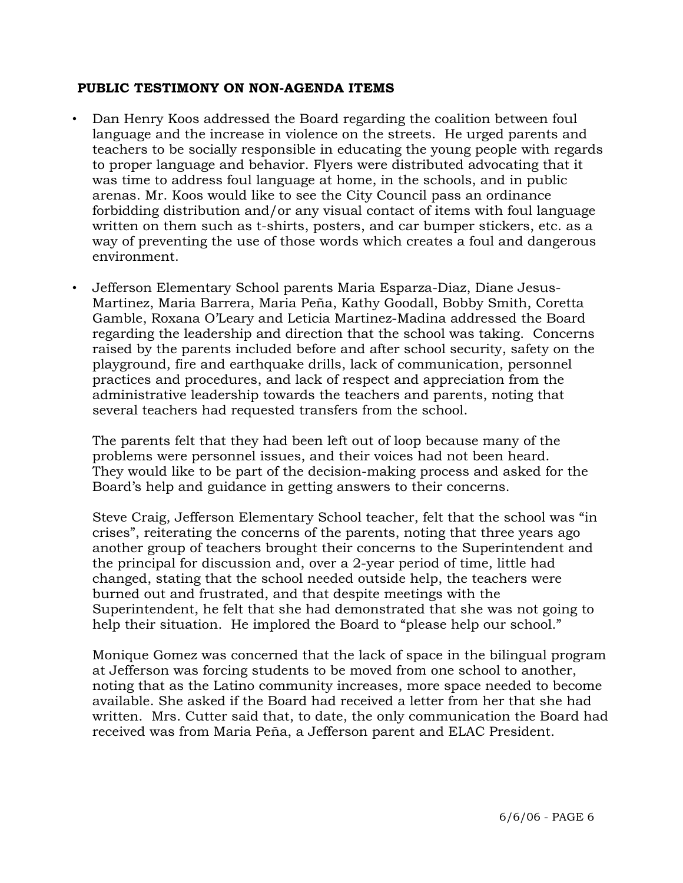## PUBLIC TESTIMONY ON NON-AGENDA ITEMS

- Dan Henry Koos addressed the Board regarding the coalition between foul language and the increase in violence on the streets. He urged parents and teachers to be socially responsible in educating the young people with regards to proper language and behavior. Flyers were distributed advocating that it was time to address foul language at home, in the schools, and in public arenas. Mr. Koos would like to see the City Council pass an ordinance forbidding distribution and/or any visual contact of items with foul language written on them such as t-shirts, posters, and car bumper stickers, etc. as a way of preventing the use of those words which creates a foul and dangerous environment.

- Jefferson Elementary School parents Maria Esparza-Diaz, Diane Jesus-Martinez, Maria Barrera, Maria Peña, Kathy Goodall, Bobby Smith, Coretta Gamble, Roxana O'Leary and Leticia Martinez-Madina addressed the Board regarding the leadership and direction that the school was taking. Concerns raised by the parents included before and after school security, safety on the playground, fire and earthquake drills, lack of communication, personnel practices and procedures, and lack of respect and appreciation from the administrative leadership towards the teachers and parents, noting that several teachers had requested transfers from the school.

  The parents felt that they had been left out of loop because many of the problems were personnel issues, and their voices had not been heard. They would like to be part of the decision-making process and asked for the Board's help and guidance in getting answers to their concerns.

  Steve Craig, Jefferson Elementary School teacher, felt that the school was "in crises", reiterating the concerns of the parents, noting that three years ago another group of teachers brought their concerns to the Superintendent and the principal for discussion and, over a 2-year period of time, little had changed, stating that the school needed outside help, the teachers were burned out and frustrated, and that despite meetings with the Superintendent, he felt that she had demonstrated that she was not going to help their situation. He implored the Board to "please help our school."

  Monique Gomez was concerned that the lack of space in the bilingual program at Jefferson was forcing students to be moved from one school to another, noting that as the Latino community increases, more space needed to become available. She asked if the Board had received a letter from her that she had written. Mrs. Cutter said that, to date, the only communication the Board had received was from Maria Peña, a Jefferson parent and ELAC President.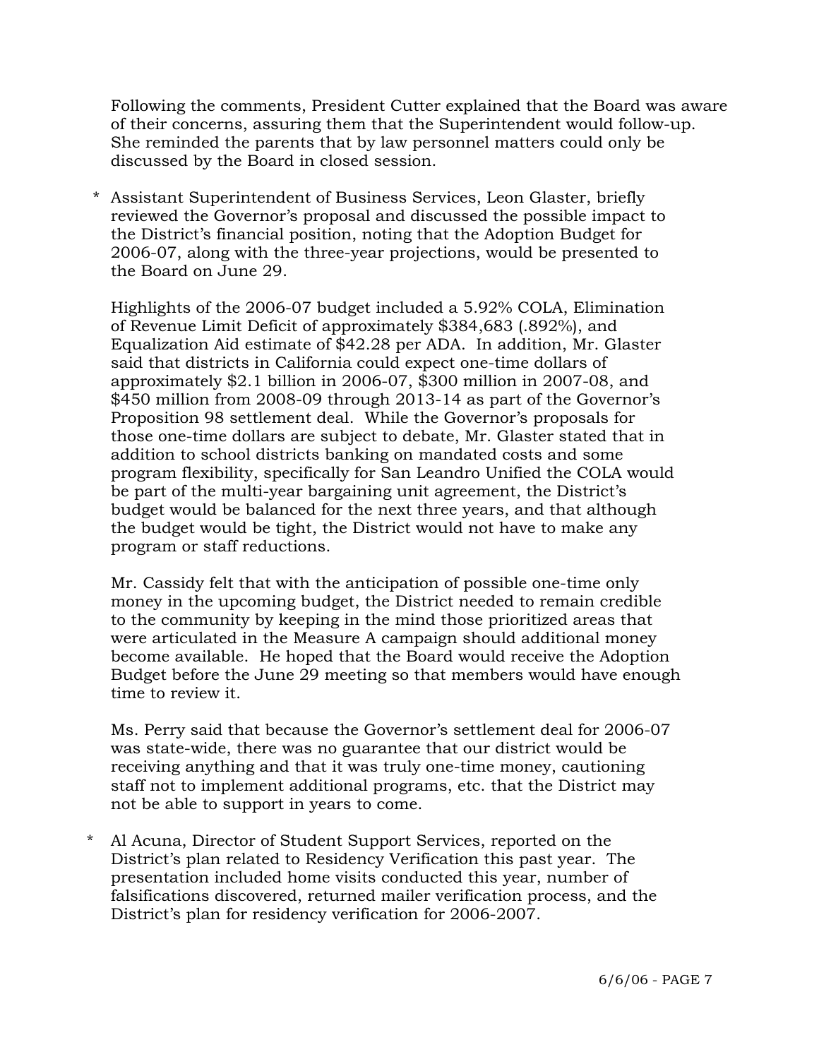Following the comments, President Cutter explained that the Board was aware of their concerns, assuring them that the Superintendent would follow-up. She reminded the parents that by law personnel matters could only be discussed by the Board in closed session.

* Assistant Superintendent of Business Services, Leon Glaster, briefly reviewed the Governor's proposal and discussed the possible impact to the District's financial position, noting that the Adoption Budget for 2006-07, along with the three-year projections, would be presented to the Board on June 29.

  Highlights of the 2006-07 budget included a 5.92% COLA, Elimination of Revenue Limit Deficit of approximately $384,683 (.892%), and Equalization Aid estimate of $42.28 per ADA. In addition, Mr. Glaster said that districts in California could expect one-time dollars of approximately $2.1 billion in 2006-07, $300 million in 2007-08, and $450 million from 2008-09 through 2013-14 as part of the Governor's Proposition 98 settlement deal. While the Governor's proposals for those one-time dollars are subject to debate, Mr. Glaster stated that in addition to school districts banking on mandated costs and some program flexibility, specifically for San Leandro Unified the COLA would be part of the multi-year bargaining unit agreement, the District's budget would be balanced for the next three years, and that although the budget would be tight, the District would not have to make any program or staff reductions.

  Mr. Cassidy felt that with the anticipation of possible one-time only money in the upcoming budget, the District needed to remain credible to the community by keeping in the mind those prioritized areas that were articulated in the Measure A campaign should additional money become available. He hoped that the Board would receive the Adoption Budget before the June 29 meeting so that members would have enough time to review it.

  Ms. Perry said that because the Governor's settlement deal for 2006-07 was state-wide, there was no guarantee that our district would be receiving anything and that it was truly one-time money, cautioning staff not to implement additional programs, etc. that the District may not be able to support in years to come.

* Al Acuna, Director of Student Support Services, reported on the District's plan related to Residency Verification this past year. The presentation included home visits conducted this year, number of falsifications discovered, returned mailer verification process, and the District's plan for residency verification for 2006-2007.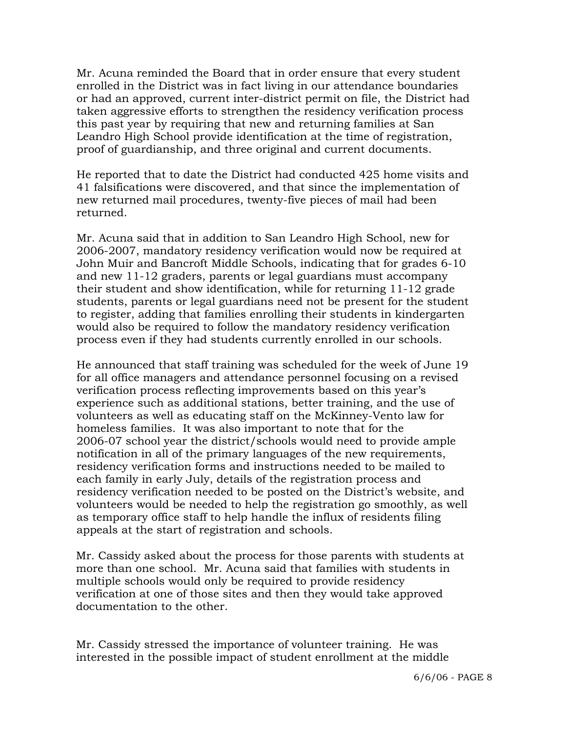Mr. Acuna reminded the Board that in order ensure that every student enrolled in the District was in fact living in our attendance boundaries or had an approved, current inter-district permit on file, the District had taken aggressive efforts to strengthen the residency verification process this past year by requiring that new and returning families at San Leandro High School provide identification at the time of registration, proof of guardianship, and three original and current documents.

He reported that to date the District had conducted 425 home visits and 41 falsifications were discovered, and that since the implementation of new returned mail procedures, twenty-five pieces of mail had been returned.

Mr. Acuna said that in addition to San Leandro High School, new for 2006-2007, mandatory residency verification would now be required at John Muir and Bancroft Middle Schools, indicating that for grades 6-10 and new 11-12 graders, parents or legal guardians must accompany their student and show identification, while for returning 11-12 grade students, parents or legal guardians need not be present for the student to register, adding that families enrolling their students in kindergarten would also be required to follow the mandatory residency verification process even if they had students currently enrolled in our schools.

He announced that staff training was scheduled for the week of June 19 for all office managers and attendance personnel focusing on a revised verification process reflecting improvements based on this year's experience such as additional stations, better training, and the use of volunteers as well as educating staff on the McKinney-Vento law for homeless families. It was also important to note that for the 2006-07 school year the district/schools would need to provide ample notification in all of the primary languages of the new requirements, residency verification forms and instructions needed to be mailed to each family in early July, details of the registration process and residency verification needed to be posted on the District's website, and volunteers would be needed to help the registration go smoothly, as well as temporary office staff to help handle the influx of residents filing appeals at the start of registration and schools.

Mr. Cassidy asked about the process for those parents with students at more than one school. Mr. Acuna said that families with students in multiple schools would only be required to provide residency verification at one of those sites and then they would take approved documentation to the other.

Mr. Cassidy stressed the importance of volunteer training. He was interested in the possible impact of student enrollment at the middle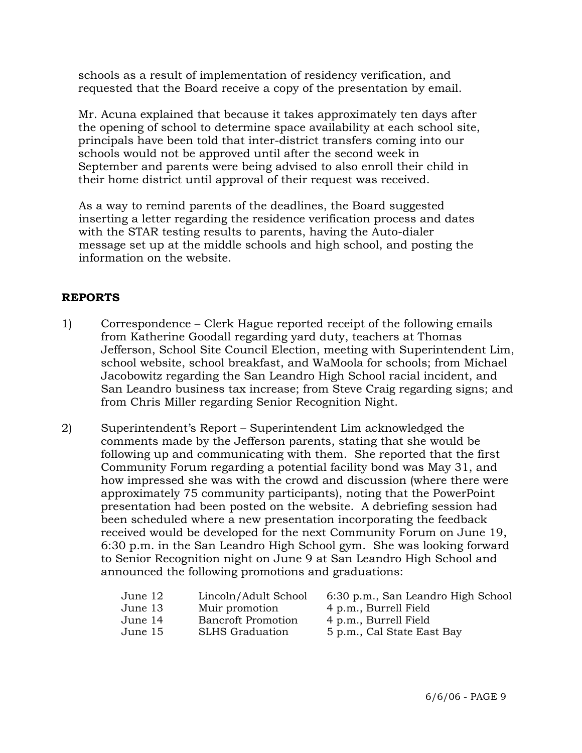schools as a result of implementation of residency verification, and requested that the Board receive a copy of the presentation by email.

Mr. Acuna explained that because it takes approximately ten days after the opening of school to determine space availability at each school site, principals have been told that inter-district transfers coming into our schools would not be approved until after the second week in September and parents were being advised to also enroll their child in their home district until approval of their request was received.

As a way to remind parents of the deadlines, the Board suggested inserting a letter regarding the residence verification process and dates with the STAR testing results to parents, having the Auto-dialer message set up at the middle schools and high school, and posting the information on the website.

## REPORTS

1) Correspondence – Clerk Hague reported receipt of the following emails from Katherine Goodall regarding yard duty, teachers at Thomas Jefferson, School Site Council Election, meeting with Superintendent Lim, school website, school breakfast, and WaMoola for schools; from Michael Jacobowitz regarding the San Leandro High School racial incident, and San Leandro business tax increase; from Steve Craig regarding signs; and from Chris Miller regarding Senior Recognition Night.

2) Superintendent's Report – Superintendent Lim acknowledged the comments made by the Jefferson parents, stating that she would be following up and communicating with them. She reported that the first Community Forum regarding a potential facility bond was May 31, and how impressed she was with the crowd and discussion (where there were approximately 75 community participants), noting that the PowerPoint presentation had been posted on the website. A debriefing session had been scheduled where a new presentation incorporating the feedback received would be developed for the next Community Forum on June 19, 6:30 p.m. in the San Leandro High School gym. She was looking forward to Senior Recognition night on June 9 at San Leandro High School and announced the following promotions and graduations:

| | | |
|---|---|---|
| June 12 | Lincoln/Adult School | 6:30 p.m., San Leandro High School |
| June 13 | Muir promotion | 4 p.m., Burrell Field |
| June 14 | Bancroft Promotion | 4 p.m., Burrell Field |
| June 15 | SLHS Graduation | 5 p.m., Cal State East Bay |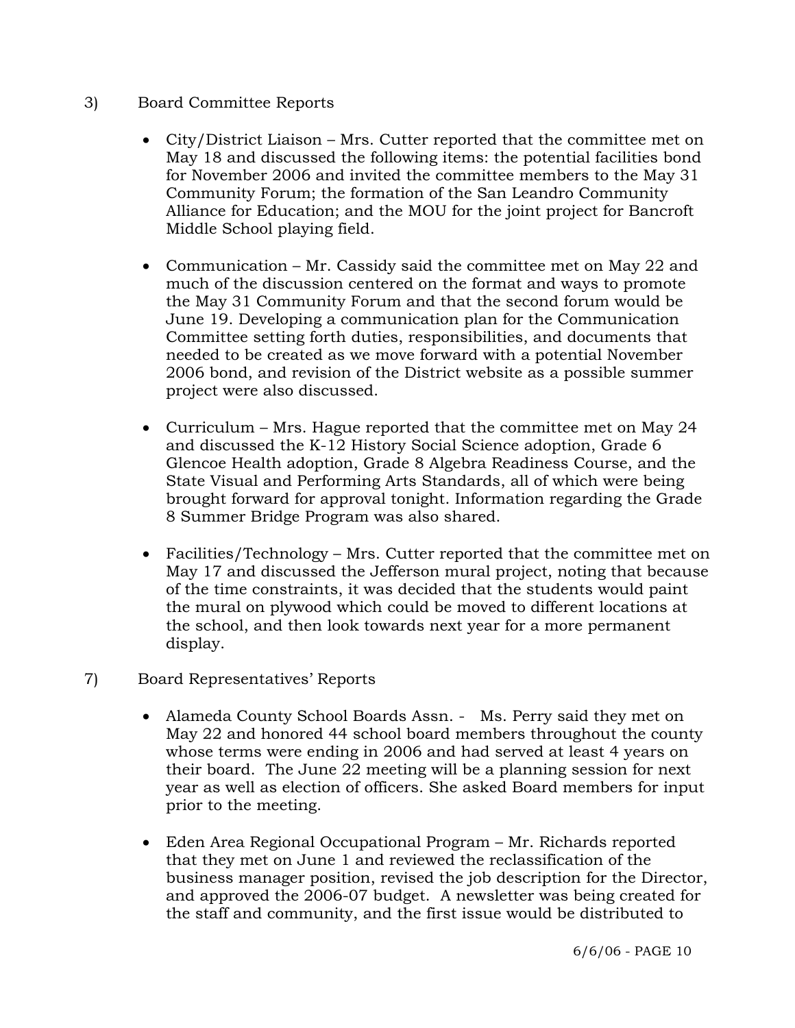3) Board Committee Reports

- City/District Liaison – Mrs. Cutter reported that the committee met on May 18 and discussed the following items: the potential facilities bond for November 2006 and invited the committee members to the May 31 Community Forum; the formation of the San Leandro Community Alliance for Education; and the MOU for the joint project for Bancroft Middle School playing field.

- Communication – Mr. Cassidy said the committee met on May 22 and much of the discussion centered on the format and ways to promote the May 31 Community Forum and that the second forum would be June 19. Developing a communication plan for the Communication Committee setting forth duties, responsibilities, and documents that needed to be created as we move forward with a potential November 2006 bond, and revision of the District website as a possible summer project were also discussed.

- Curriculum – Mrs. Hague reported that the committee met on May 24 and discussed the K-12 History Social Science adoption, Grade 6 Glencoe Health adoption, Grade 8 Algebra Readiness Course, and the State Visual and Performing Arts Standards, all of which were being brought forward for approval tonight. Information regarding the Grade 8 Summer Bridge Program was also shared.

- Facilities/Technology – Mrs. Cutter reported that the committee met on May 17 and discussed the Jefferson mural project, noting that because of the time constraints, it was decided that the students would paint the mural on plywood which could be moved to different locations at the school, and then look towards next year for a more permanent display.

7) Board Representatives' Reports

- Alameda County School Boards Assn. - Ms. Perry said they met on May 22 and honored 44 school board members throughout the county whose terms were ending in 2006 and had served at least 4 years on their board. The June 22 meeting will be a planning session for next year as well as election of officers. She asked Board members for input prior to the meeting.

- Eden Area Regional Occupational Program – Mr. Richards reported that they met on June 1 and reviewed the reclassification of the business manager position, revised the job description for the Director, and approved the 2006-07 budget. A newsletter was being created for the staff and community, and the first issue would be distributed to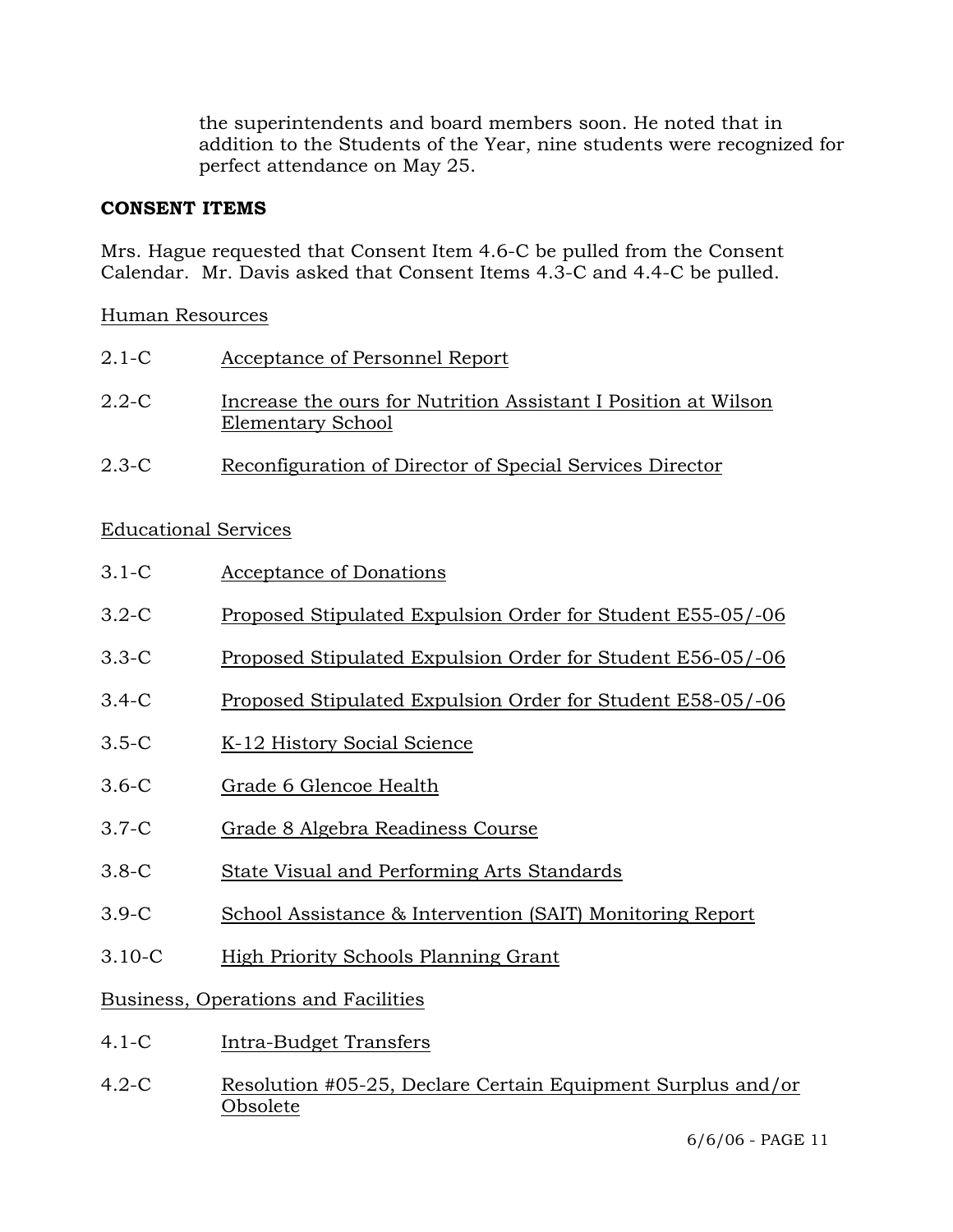the superintendents and board members soon. He noted that in addition to the Students of the Year, nine students were recognized for perfect attendance on May 25.

**CONSENT ITEMS**

Mrs. Hague requested that Consent Item 4.6-C be pulled from the Consent Calendar. Mr. Davis asked that Consent Items 4.3-C and 4.4-C be pulled.

Human Resources

2.1-C Acceptance of Personnel Report

2.2-C Increase the ours for Nutrition Assistant I Position at Wilson Elementary School

2.3-C Reconfiguration of Director of Special Services Director

Educational Services

3.1-C Acceptance of Donations

3.2-C Proposed Stipulated Expulsion Order for Student E55-05/-06

3.3-C Proposed Stipulated Expulsion Order for Student E56-05/-06

3.4-C Proposed Stipulated Expulsion Order for Student E58-05/-06

3.5-C K-12 History Social Science

3.6-C Grade 6 Glencoe Health

3.7-C Grade 8 Algebra Readiness Course

3.8-C State Visual and Performing Arts Standards

3.9-C School Assistance & Intervention (SAIT) Monitoring Report

3.10-C High Priority Schools Planning Grant

Business, Operations and Facilities

4.1-C Intra-Budget Transfers

4.2-C Resolution #05-25, Declare Certain Equipment Surplus and/or Obsolete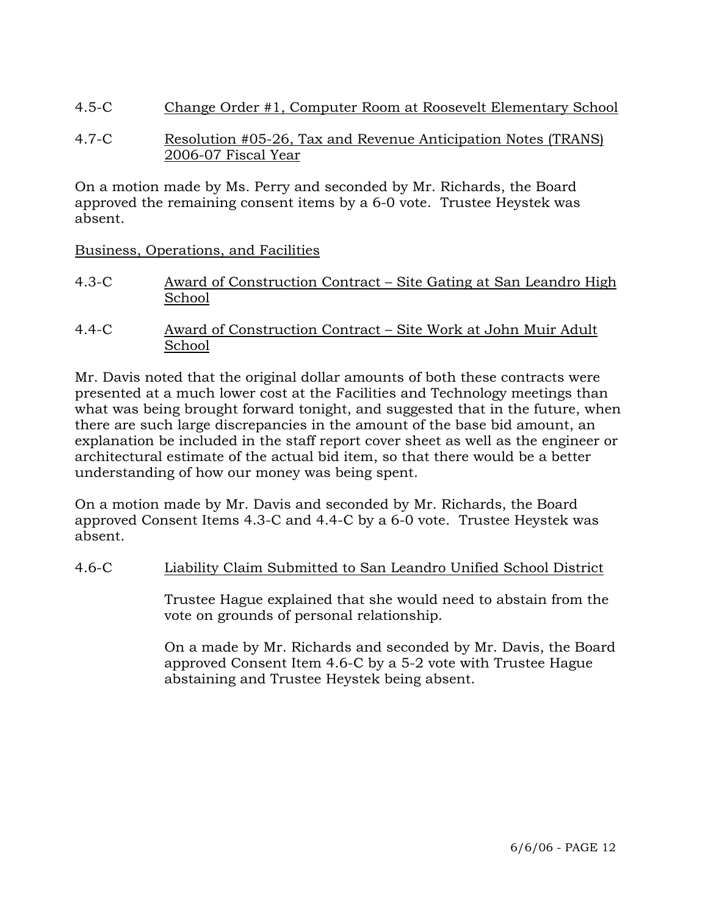4.5-C    Change Order #1, Computer Room at Roosevelt Elementary School

4.7-C    Resolution #05-26, Tax and Revenue Anticipation Notes (TRANS) 2006-07 Fiscal Year

On a motion made by Ms. Perry and seconded by Mr. Richards, the Board approved the remaining consent items by a 6-0 vote. Trustee Heystek was absent.

Business, Operations, and Facilities

4.3-C    Award of Construction Contract – Site Gating at San Leandro High School

4.4-C    Award of Construction Contract – Site Work at John Muir Adult School

Mr. Davis noted that the original dollar amounts of both these contracts were presented at a much lower cost at the Facilities and Technology meetings than what was being brought forward tonight, and suggested that in the future, when there are such large discrepancies in the amount of the base bid amount, an explanation be included in the staff report cover sheet as well as the engineer or architectural estimate of the actual bid item, so that there would be a better understanding of how our money was being spent.

On a motion made by Mr. Davis and seconded by Mr. Richards, the Board approved Consent Items 4.3-C and 4.4-C by a 6-0 vote. Trustee Heystek was absent.

4.6-C    Liability Claim Submitted to San Leandro Unified School District

Trustee Hague explained that she would need to abstain from the vote on grounds of personal relationship.

On a made by Mr. Richards and seconded by Mr. Davis, the Board approved Consent Item 4.6-C by a 5-2 vote with Trustee Hague abstaining and Trustee Heystek being absent.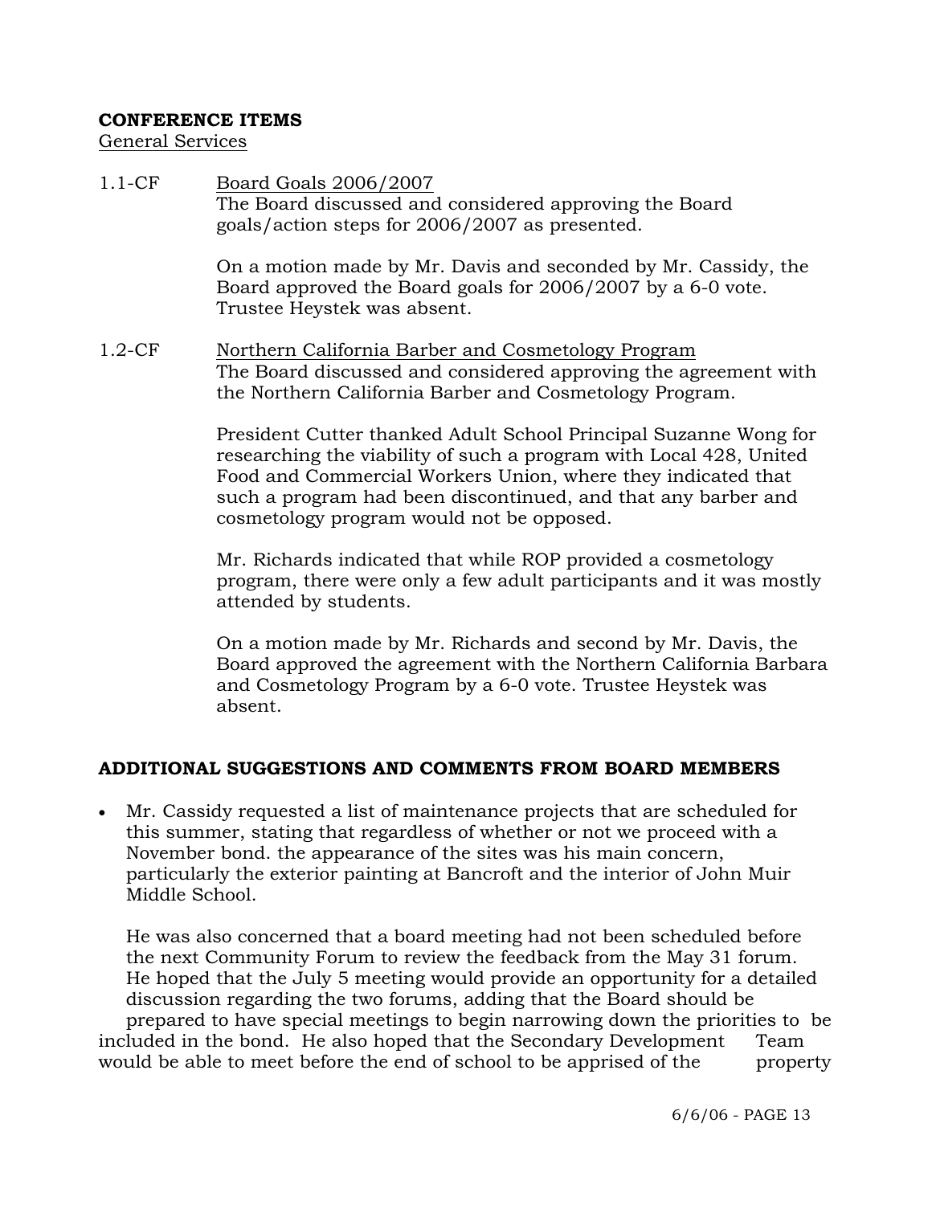**CONFERENCE ITEMS**

General Services

1.1-CF Board Goals 2006/2007

The Board discussed and considered approving the Board goals/action steps for 2006/2007 as presented.

On a motion made by Mr. Davis and seconded by Mr. Cassidy, the Board approved the Board goals for 2006/2007 by a 6-0 vote. Trustee Heystek was absent.

1.2-CF Northern California Barber and Cosmetology Program

The Board discussed and considered approving the agreement with the Northern California Barber and Cosmetology Program.

President Cutter thanked Adult School Principal Suzanne Wong for researching the viability of such a program with Local 428, United Food and Commercial Workers Union, where they indicated that such a program had been discontinued, and that any barber and cosmetology program would not be opposed.

Mr. Richards indicated that while ROP provided a cosmetology program, there were only a few adult participants and it was mostly attended by students.

On a motion made by Mr. Richards and second by Mr. Davis, the Board approved the agreement with the Northern California Barbara and Cosmetology Program by a 6-0 vote. Trustee Heystek was absent.

**ADDITIONAL SUGGESTIONS AND COMMENTS FROM BOARD MEMBERS**

- Mr. Cassidy requested a list of maintenance projects that are scheduled for this summer, stating that regardless of whether or not we proceed with a November bond. the appearance of the sites was his main concern, particularly the exterior painting at Bancroft and the interior of John Muir Middle School.

  He was also concerned that a board meeting had not been scheduled before the next Community Forum to review the feedback from the May 31 forum. He hoped that the July 5 meeting would provide an opportunity for a detailed discussion regarding the two forums, adding that the Board should be prepared to have special meetings to begin narrowing down the priorities to be included in the bond. He also hoped that the Secondary Development Team would be able to meet before the end of school to be apprised of the property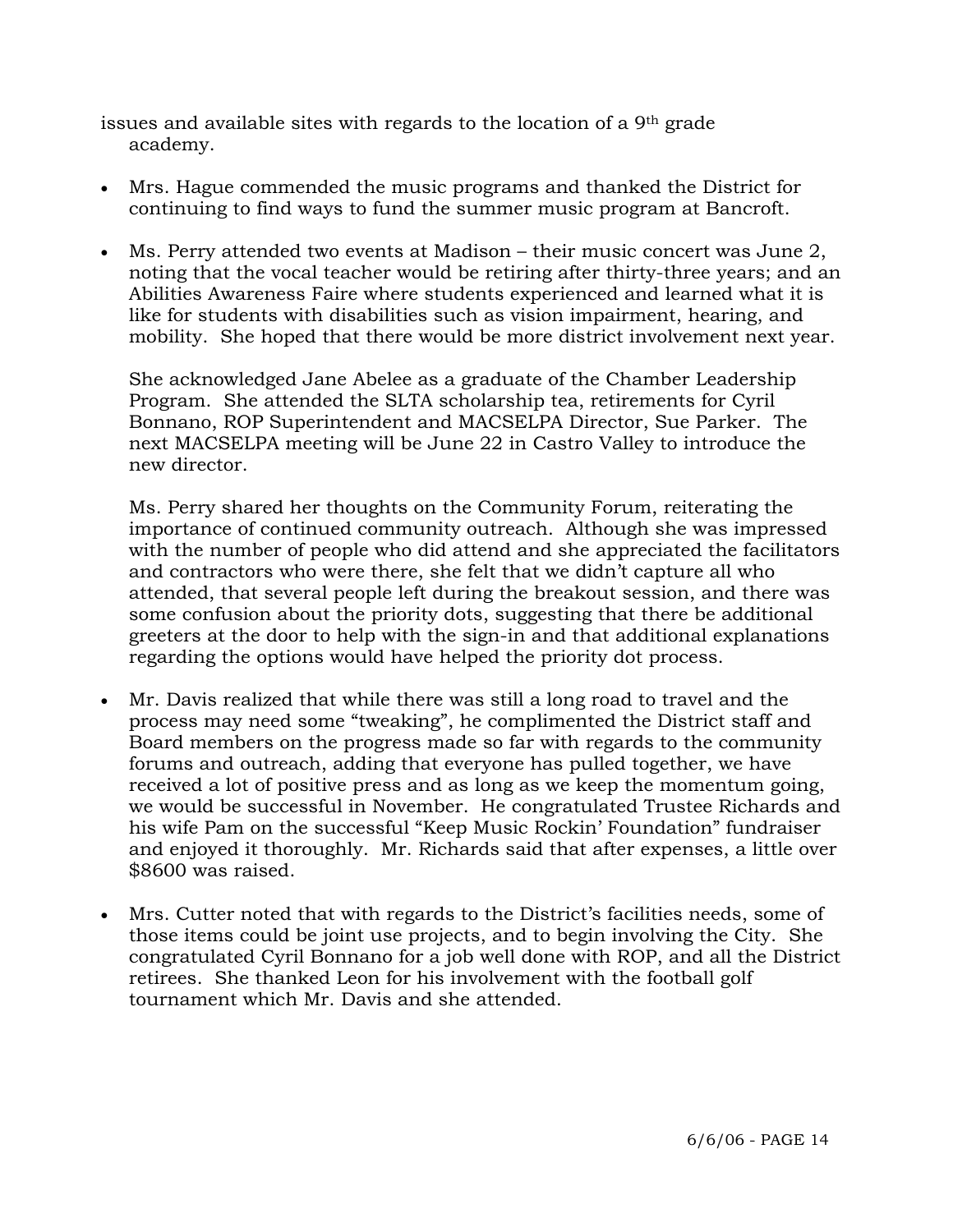issues and available sites with regards to the location of a 9th grade academy.

- Mrs. Hague commended the music programs and thanked the District for continuing to find ways to fund the summer music program at Bancroft.

- Ms. Perry attended two events at Madison – their music concert was June 2, noting that the vocal teacher would be retiring after thirty-three years; and an Abilities Awareness Faire where students experienced and learned what it is like for students with disabilities such as vision impairment, hearing, and mobility. She hoped that there would be more district involvement next year.

  She acknowledged Jane Abelee as a graduate of the Chamber Leadership Program. She attended the SLTA scholarship tea, retirements for Cyril Bonnano, ROP Superintendent and MACSELPA Director, Sue Parker. The next MACSELPA meeting will be June 22 in Castro Valley to introduce the new director.

  Ms. Perry shared her thoughts on the Community Forum, reiterating the importance of continued community outreach. Although she was impressed with the number of people who did attend and she appreciated the facilitators and contractors who were there, she felt that we didn't capture all who attended, that several people left during the breakout session, and there was some confusion about the priority dots, suggesting that there be additional greeters at the door to help with the sign-in and that additional explanations regarding the options would have helped the priority dot process.

- Mr. Davis realized that while there was still a long road to travel and the process may need some "tweaking", he complimented the District staff and Board members on the progress made so far with regards to the community forums and outreach, adding that everyone has pulled together, we have received a lot of positive press and as long as we keep the momentum going, we would be successful in November. He congratulated Trustee Richards and his wife Pam on the successful "Keep Music Rockin' Foundation" fundraiser and enjoyed it thoroughly. Mr. Richards said that after expenses, a little over $8600 was raised.

- Mrs. Cutter noted that with regards to the District's facilities needs, some of those items could be joint use projects, and to begin involving the City. She congratulated Cyril Bonnano for a job well done with ROP, and all the District retirees. She thanked Leon for his involvement with the football golf tournament which Mr. Davis and she attended.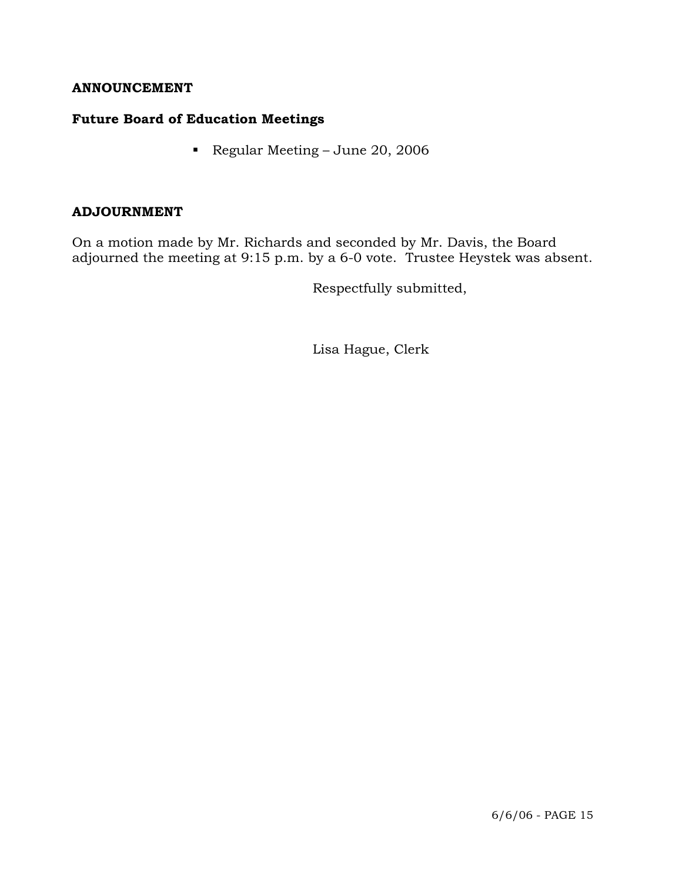**ANNOUNCEMENT**

**Future Board of Education Meetings**

- Regular Meeting – June 20, 2006

**ADJOURNMENT**

On a motion made by Mr. Richards and seconded by Mr. Davis, the Board adjourned the meeting at 9:15 p.m. by a 6-0 vote. Trustee Heystek was absent.

Respectfully submitted,

Lisa Hague, Clerk